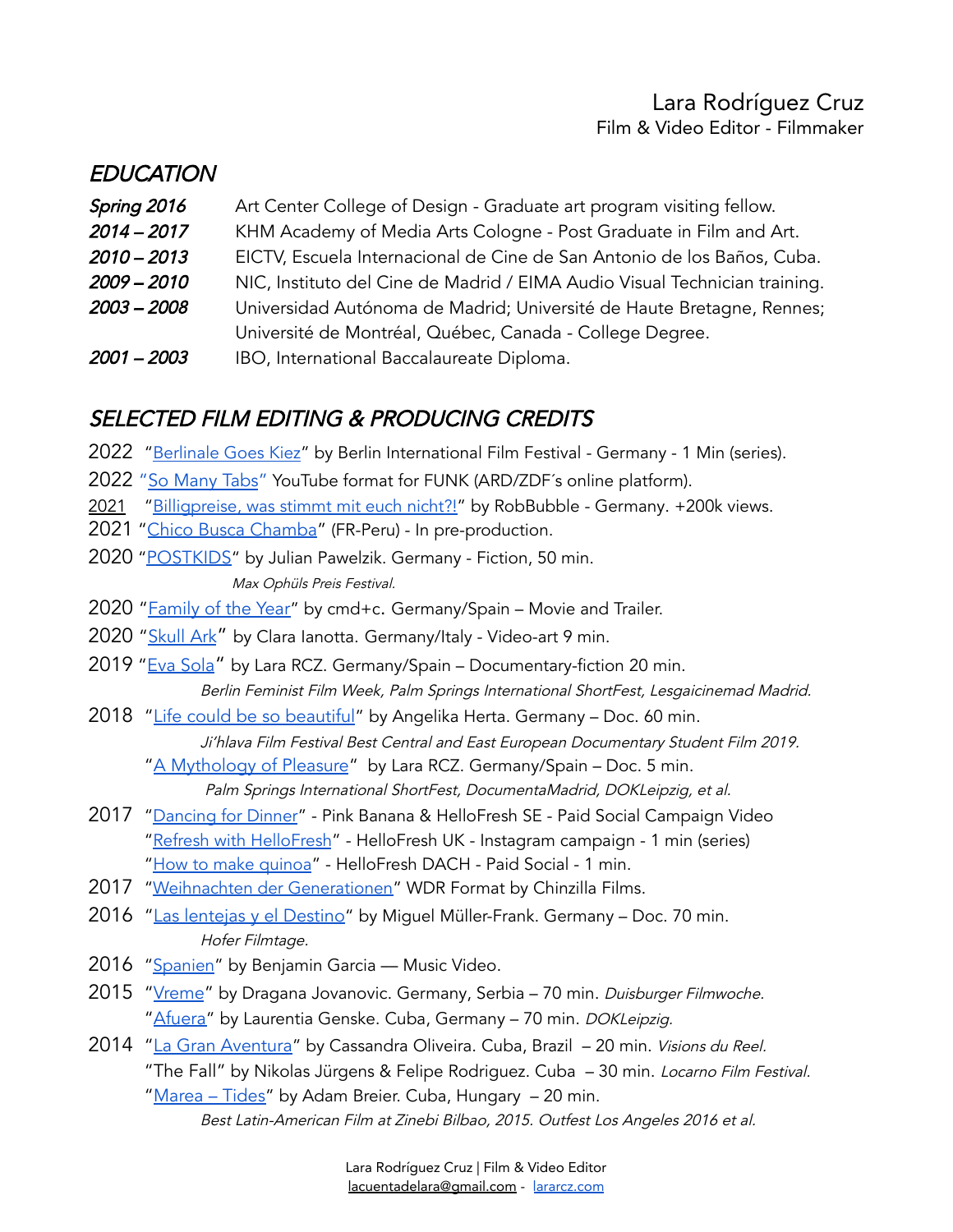# Lara Rodríguez Cruz
Film & Video Editor - Filmmaker

## *EDUCATION*

| | |
|---|---|
| ***Spring 2016*** | Art Center College of Design - Graduate art program visiting fellow. |
| ***2014 – 2017*** | KHM Academy of Media Arts Cologne - Post Graduate in Film and Art. |
| ***2010 – 2013*** | EICTV, Escuela Internacional de Cine de San Antonio de los Baños, Cuba. |
| ***2009 – 2010*** | NIC, Instituto del Cine de Madrid / EIMA Audio Visual Technician training. |
| ***2003 – 2008*** | Universidad Autónoma de Madrid; Université de Haute Bretagne, Rennes; Université de Montréal, Québec, Canada - College Degree. |
| ***2001 – 2003*** | IBO, International Baccalaureate Diploma. |

## *SELECTED FILM EDITING & PRODUCING CREDITS*

2022 "Berlinale Goes Kiez" by Berlin International Film Festival - Germany - 1 Min (series).

2022 "So Many Tabs" YouTube format for FUNK (ARD/ZDF´s online platform).

2021 "Billigpreise, was stimmt mit euch nicht?!" by RobBubble - Germany. +200k views.

2021 "Chico Busca Chamba" (FR-Peru) - In pre-production.

2020 "POSTKIDS" by Julian Pawelzik. Germany - Fiction, 50 min.
*Max Ophüls Preis Festival.*

2020 "Family of the Year" by cmd+c. Germany/Spain – Movie and Trailer.

2020 "Skull Ark" by Clara Ianotta. Germany/Italy - Video-art 9 min.

2019 "Eva Sola" by Lara RCZ. Germany/Spain – Documentary-fiction 20 min.
*Berlin Feminist Film Week, Palm Springs International ShortFest, Lesgaicinemad Madrid.*

2018 "Life could be so beautiful" by Angelika Herta. Germany – Doc. 60 min.
*Ji'hlava Film Festival Best Central and East European Documentary Student Film 2019.*
"A Mythology of Pleasure" by Lara RCZ. Germany/Spain – Doc. 5 min.
*Palm Springs International ShortFest, DocumentaMadrid, DOKLeipzig, et al.*

2017 "Dancing for Dinner" - Pink Banana & HelloFresh SE - Paid Social Campaign Video
"Refresh with HelloFresh" - HelloFresh UK - Instagram campaign - 1 min (series)
"How to make quinoa" - HelloFresh DACH - Paid Social - 1 min.

2017 "Weihnachten der Generationen" WDR Format by Chinzilla Films.

2016 "Las lentejas y el Destino" by Miguel Müller-Frank. Germany – Doc. 70 min.
*Hofer Filmtage.*

2016 "Spanien" by Benjamin Garcia — Music Video.

2015 "Vreme" by Dragana Jovanovic. Germany, Serbia – 70 min. *Duisburger Filmwoche.*
"Afuera" by Laurentia Genske. Cuba, Germany – 70 min. *DOKLeipzig.*

2014 "La Gran Aventura" by Cassandra Oliveira. Cuba, Brazil – 20 min. *Visions du Reel.*
"The Fall" by Nikolas Jürgens & Felipe Rodriguez. Cuba – 30 min. *Locarno Film Festival.*
"Marea – Tides" by Adam Breier. Cuba, Hungary – 20 min.
*Best Latin-American Film at Zinebi Bilbao, 2015. Outfest Los Angeles 2016 et al.*

Lara Rodríguez Cruz | Film & Video Editor
lacuentadelara@gmail.com - lararcz.com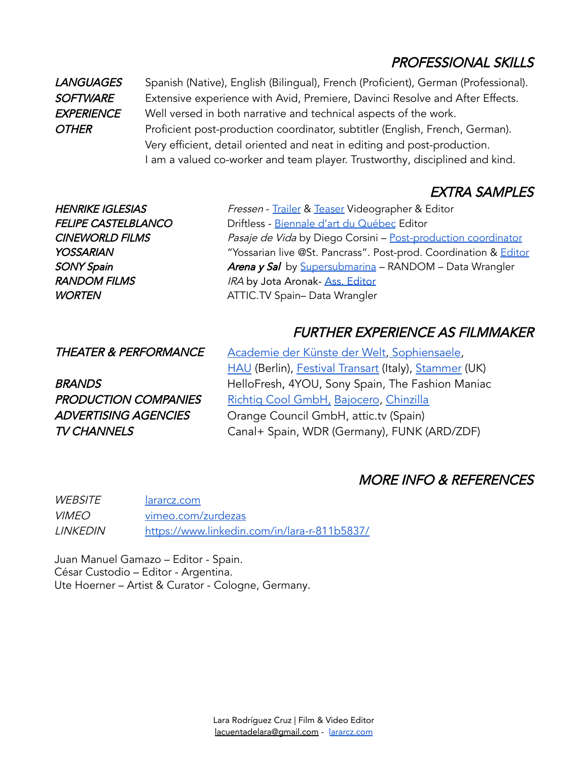## *PROFESSIONAL SKILLS*

| | |
|---|---|
| *LANGUAGES* | Spanish (Native), English (Bilingual), French (Proficient), German (Professional). |
| *SOFTWARE* | Extensive experience with Avid, Premiere, Davinci Resolve and After Effects. |
| *EXPERIENCE* | Well versed in both narrative and technical aspects of the work. |
| *OTHER* | Proficient post-production coordinator, subtitler (English, French, German). Very efficient, detail oriented and neat in editing and post-production. I am a valued co-worker and team player. Trustworthy, disciplined and kind. |

## *EXTRA SAMPLES*

| | |
|---|---|
| *HENRIKE IGLESIAS* | *Fressen* - Trailer & Teaser Videographer & Editor |
| *FELIPE CASTELBLANCO* | Driftless - Biennale d'art du Québec Editor |
| *CINEWORLD FILMS* | *Pasaje de Vida* by Diego Corsini – Post-production coordinator |
| *YOSSARIAN* | "Yossarian live @St. Pancrass". Post-prod. Coordination & Editor |
| *SONY Spain* | ***Arena y Sal*** by Supersubmarina – RANDOM – Data Wrangler |
| *RANDOM FILMS* | *IRA* by Jota Aronak- Ass. Editor |
| *WORTEN* | ATTIC.TV Spain– Data Wrangler |

## *FURTHER EXPERIENCE AS FILMMAKER*

| | |
|---|---|
| *THEATER & PERFORMANCE* | Academie der Künste der Welt, Sophiensaele, HAU (Berlin), Festival Transart (Italy), Stammer (UK) |
| *BRANDS* | HelloFresh, 4YOU, Sony Spain, The Fashion Maniac |
| *PRODUCTION COMPANIES* | Richtig Cool GmbH, Bajocero, Chinzilla |
| *ADVERTISING AGENCIES* | Orange Council GmbH, attic.tv (Spain) |
| *TV CHANNELS* | Canal+ Spain, WDR (Germany), FUNK (ARD/ZDF) |

## *MORE INFO & REFERENCES*

| | |
|---|---|
| *WEBSITE* | lararcz.com |
| *VIMEO* | vimeo.com/zurdezas |
| *LINKEDIN* | https://www.linkedin.com/in/lara-r-811b5837/ |

Juan Manuel Gamazo – Editor - Spain.
César Custodio – Editor - Argentina.
Ute Hoerner – Artist & Curator - Cologne, Germany.

Lara Rodríguez Cruz | Film & Video Editor
lacuentadelara@gmail.com - lararcz.com